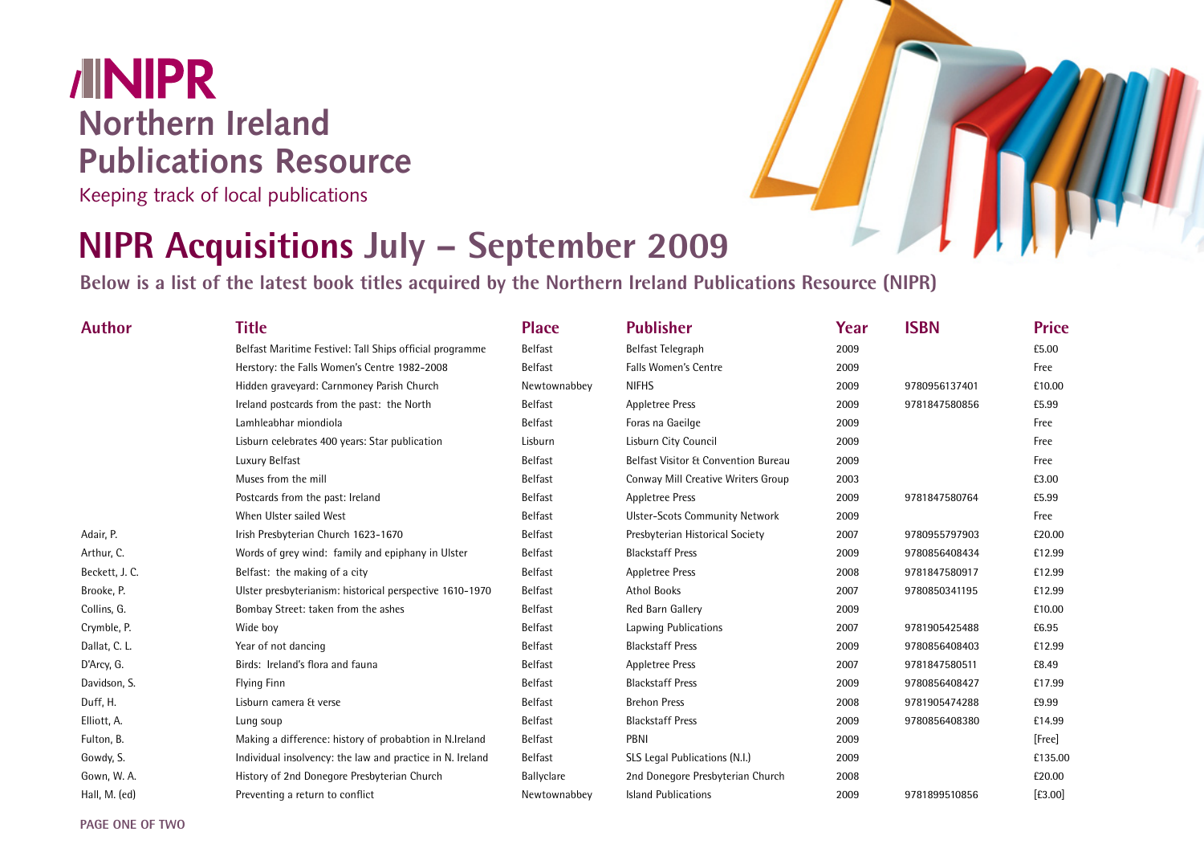# NIPR

## Northern Ireland Publications Resource

Keeping track of local publications

# NIPR Acquisitions July – September 2009

**Below is a list of the latest book titles acquired by the Northern Ireland Publications Resource (NIPR)**

| Author | Title | Place | Publisher | Year | ISBN | Price |
|---|---|---|---|---|---|---|
| | Belfast Maritime Festivel: Tall Ships official programme | Belfast | Belfast Telegraph | 2009 | | £5.00 |
| | Herstory: the Falls Women's Centre 1982-2008 | Belfast | Falls Women's Centre | 2009 | | Free |
| | Hidden graveyard: Carnmoney Parish Church | Newtownabbey | NIFHS | 2009 | 9780956137401 | £10.00 |
| | Ireland postcards from the past: the North | Belfast | Appletree Press | 2009 | 9781847580856 | £5.99 |
| | Lamhleabhar miondiola | Belfast | Foras na Gaeilge | 2009 | | Free |
| | Lisburn celebrates 400 years: Star publication | Lisburn | Lisburn City Council | 2009 | | Free |
| | Luxury Belfast | Belfast | Belfast Visitor & Convention Bureau | 2009 | | Free |
| | Muses from the mill | Belfast | Conway Mill Creative Writers Group | 2003 | | £3.00 |
| | Postcards from the past: Ireland | Belfast | Appletree Press | 2009 | 9781847580764 | £5.99 |
| | When Ulster sailed West | Belfast | Ulster-Scots Community Network | 2009 | | Free |
| Adair, P. | Irish Presbyterian Church 1623-1670 | Belfast | Presbyterian Historical Society | 2007 | 9780955797903 | £20.00 |
| Arthur, C. | Words of grey wind: family and epiphany in Ulster | Belfast | Blackstaff Press | 2009 | 9780856408434 | £12.99 |
| Beckett, J. C. | Belfast: the making of a city | Belfast | Appletree Press | 2008 | 9781847580917 | £12.99 |
| Brooke, P. | Ulster presbyterianism: historical perspective 1610-1970 | Belfast | Athol Books | 2007 | 9780850341195 | £12.99 |
| Collins, G. | Bombay Street: taken from the ashes | Belfast | Red Barn Gallery | 2009 | | £10.00 |
| Crymble, P. | Wide boy | Belfast | Lapwing Publications | 2007 | 9781905425488 | £6.95 |
| Dallat, C. L. | Year of not dancing | Belfast | Blackstaff Press | 2009 | 9780856408403 | £12.99 |
| D'Arcy, G. | Birds: Ireland's flora and fauna | Belfast | Appletree Press | 2007 | 9781847580511 | £8.49 |
| Davidson, S. | Flying Finn | Belfast | Blackstaff Press | 2009 | 9780856408427 | £17.99 |
| Duff, H. | Lisburn camera & verse | Belfast | Brehon Press | 2008 | 9781905474288 | £9.99 |
| Elliott, A. | Lung soup | Belfast | Blackstaff Press | 2009 | 9780856408380 | £14.99 |
| Fulton, B. | Making a difference: history of probabtion in N.Ireland | Belfast | PBNI | 2009 | | [Free] |
| Gowdy, S. | Individual insolvency: the law and practice in N. Ireland | Belfast | SLS Legal Publications (N.I.) | 2009 | | £135.00 |
| Gown, W. A. | History of 2nd Donegore Presbyterian Church | Ballyclare | 2nd Donegore Presbyterian Church | 2008 | | £20.00 |
| Hall, M. (ed) | Preventing a return to conflict | Newtownabbey | Island Publications | 2009 | 9781899510856 | [£3.00] |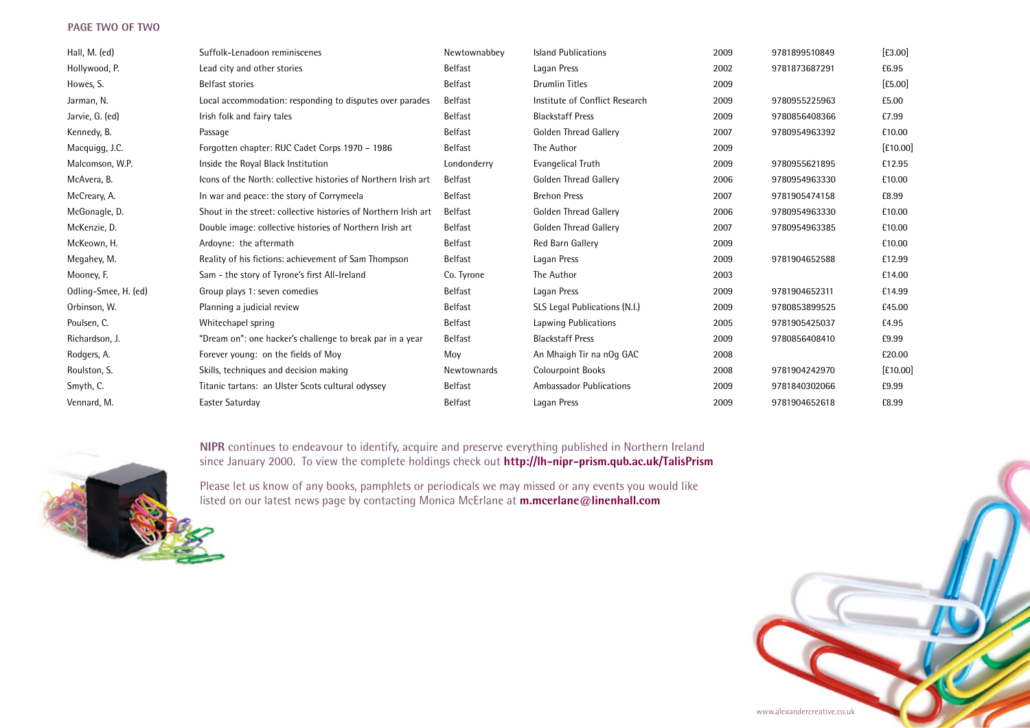**PAGE TWO OF TWO**

| | | | | | | |
|---|---|---|---|---|---|---|
| Hall, M. (ed) | Suffolk-Lenadoon reminiscenes | Newtownabbey | Island Publications | 2009 | 9781899510849 | [£3.00] |
| Hollywood, P. | Lead city and other stories | Belfast | Lagan Press | 2002 | 9781873687291 | £6.95 |
| Howes, S. | Belfast stories | Belfast | Drumlin Titles | 2009 | | [£5.00] |
| Jarman, N. | Local accommodation: responding to disputes over parades | Belfast | Institute of Conflict Research | 2009 | 9780955225963 | £5.00 |
| Jarvie, G. (ed) | Irish folk and fairy tales | Belfast | Blackstaff Press | 2009 | 9780856408366 | £7.99 |
| Kennedy, B. | Passage | Belfast | Golden Thread Gallery | 2007 | 9780954963392 | £10.00 |
| Macquigg, J.C. | Forgotten chapter: RUC Cadet Corps 1970 – 1986 | Belfast | The Author | 2009 | | [£10.00] |
| Malcomson, W.P. | Inside the Royal Black Institution | Londonderry | Evangelical Truth | 2009 | 9780955621895 | £12.95 |
| McAvera, B. | Icons of the North: collective histories of Northern Irish art | Belfast | Golden Thread Gallery | 2006 | 9780954963330 | £10.00 |
| McCreary, A. | In war and peace: the story of Corrymeela | Belfast | Brehon Press | 2007 | 9781905474158 | £8.99 |
| McGonagle, D. | Shout in the street: collective histories of Northern Irish art | Belfast | Golden Thread Gallery | 2006 | 9780954963330 | £10.00 |
| McKenzie, D. | Double image: collective histories of Northern Irish art | Belfast | Golden Thread Gallery | 2007 | 9780954963385 | £10.00 |
| McKeown, H. | Ardoyne: the aftermath | Belfast | Red Barn Gallery | 2009 | | £10.00 |
| Megahey, M. | Reality of his fictions: achievement of Sam Thompson | Belfast | Lagan Press | 2009 | 9781904652588 | £12.99 |
| Mooney, F. | Sam - the story of Tyrone's first All-Ireland | Co. Tyrone | The Author | 2003 | | £14.00 |
| Odling-Smee, H. (ed) | Group plays 1: seven comedies | Belfast | Lagan Press | 2009 | 9781904652311 | £14.99 |
| Orbinson, W. | Planning a judicial review | Belfast | SLS Legal Publications (N.I.) | 2009 | 9780853899525 | £45.00 |
| Poulsen, C. | Whitechapel spring | Belfast | Lapwing Publications | 2005 | 9781905425037 | £4.95 |
| Richardson, J. | "Dream on": one hacker's challenge to break par in a year | Belfast | Blackstaff Press | 2009 | 9780856408410 | £9.99 |
| Rodgers, A. | Forever young: on the fields of Moy | Moy | An Mhaigh Tir na nOg GAC | 2008 | | £20.00 |
| Roulston, S. | Skills, techniques and decision making | Newtownards | Colourpoint Books | 2008 | 9781904242970 | [£10.00] |
| Smyth, C. | Titanic tartans: an Ulster Scots cultural odyssey | Belfast | Ambassador Publications | 2009 | 9781840302066 | £9.99 |
| Vennard, M. | Easter Saturday | Belfast | Lagan Press | 2009 | 9781904652618 | £8.99 |

**NIPR** continues to endeavour to identify, acquire and preserve everything published in Northern Ireland since January 2000. To view the complete holdings check out **http://lh-nipr-prism.qub.ac.uk/TalisPrism**

Please let us know of any books, pamphlets or periodicals we may missed or any events you would like listed on our latest news page by contacting Monica McErlane at **m.mcerlane@linenhall.com**

www.alexandercreative.co.uk